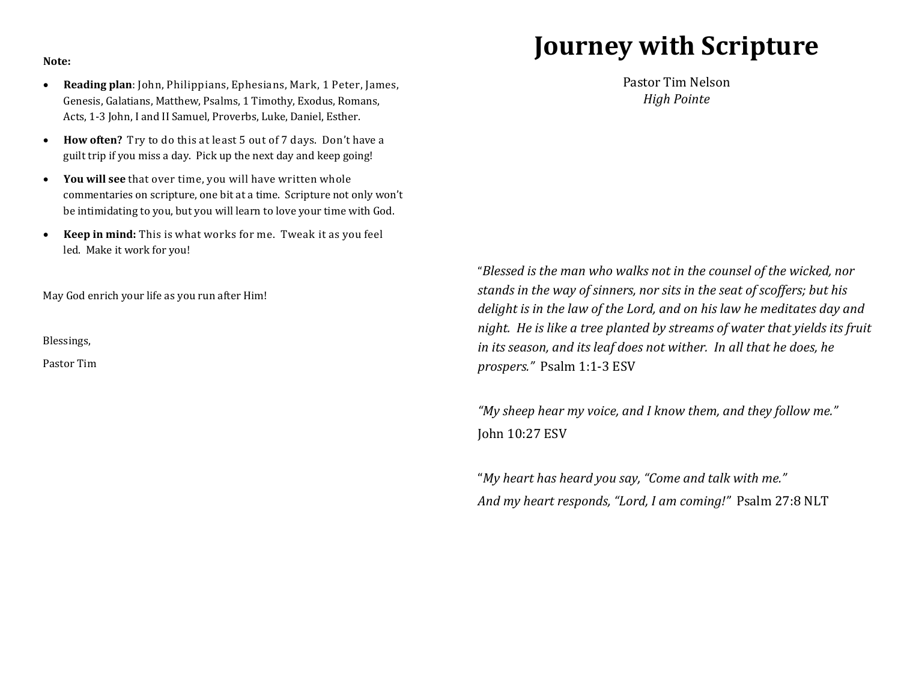**Note:**

- **Reading plan**: John, Philippians, Ephesians, Mark, 1 Peter, James, Genesis, Galatians, Matthew, Psalms, 1 Timothy, Exodus, Romans, Acts, 1-3 John, I and II Samuel, Proverbs, Luke, Daniel, Esther.
- **How often?** Try to do this at least 5 out of 7 days. Don't have a guilt trip if you miss a day. Pick up the next day and keep going!
- **You will see** that over time, you will have written whole commentaries on scripture, one bit at a time. Scripture not only won't be intimidating to you, but you will learn to love your time with God.
- **Keep in mind:** This is what works for me. Tweak it as you feel led. Make it work for you!

May God enrich your life as you run after Him!

Blessings,

Pastor Tim

# Journey with Scripture

Pastor Tim Nelson
*High Pointe*

"*Blessed is the man who walks not in the counsel of the wicked, nor stands in the way of sinners, nor sits in the seat of scoffers; but his delight is in the law of the Lord, and on his law he meditates day and night. He is like a tree planted by streams of water that yields its fruit in its season, and its leaf does not wither. In all that he does, he prospers."* Psalm 1:1-3 ESV

*"My sheep hear my voice, and I know them, and they follow me."*
John 10:27 ESV

"*My heart has heard you say, "Come and talk with me."*
*And my heart responds, "Lord, I am coming!"*" Psalm 27:8 NLT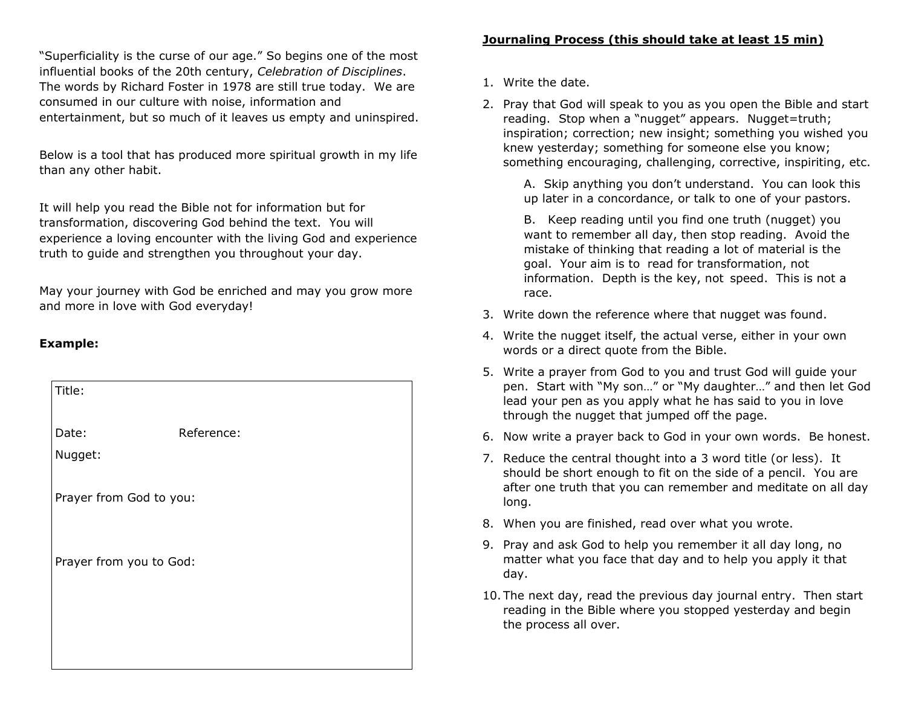"Superficiality is the curse of our age." So begins one of the most influential books of the 20th century, *Celebration of Disciplines*. The words by Richard Foster in 1978 are still true today. We are consumed in our culture with noise, information and entertainment, but so much of it leaves us empty and uninspired.

Below is a tool that has produced more spiritual growth in my life than any other habit.

It will help you read the Bible not for information but for transformation, discovering God behind the text. You will experience a loving encounter with the living God and experience truth to guide and strengthen you throughout your day.

May your journey with God be enriched and may you grow more and more in love with God everyday!

**Example:**

Title:

Date: Reference:

Nugget:

Prayer from God to you:

Prayer from you to God:

**Journaling Process (this should take at least 15 min)**

1. Write the date.
2. Pray that God will speak to you as you open the Bible and start reading. Stop when a "nugget" appears. Nugget=truth; inspiration; correction; new insight; something you wished you knew yesterday; something for someone else you know; something encouraging, challenging, corrective, inspiriting, etc.

   A. Skip anything you don't understand. You can look this up later in a concordance, or talk to one of your pastors.

   B. Keep reading until you find one truth (nugget) you want to remember all day, then stop reading. Avoid the mistake of thinking that reading a lot of material is the goal. Your aim is to read for transformation, not information. Depth is the key, not speed. This is not a race.
3. Write down the reference where that nugget was found.
4. Write the nugget itself, the actual verse, either in your own words or a direct quote from the Bible.
5. Write a prayer from God to you and trust God will guide your pen. Start with "My son…" or "My daughter…" and then let God lead your pen as you apply what he has said to you in love through the nugget that jumped off the page.
6. Now write a prayer back to God in your own words. Be honest.
7. Reduce the central thought into a 3 word title (or less). It should be short enough to fit on the side of a pencil. You are after one truth that you can remember and meditate on all day long.
8. When you are finished, read over what you wrote.
9. Pray and ask God to help you remember it all day long, no matter what you face that day and to help you apply it that day.
10. The next day, read the previous day journal entry. Then start reading in the Bible where you stopped yesterday and begin the process all over.